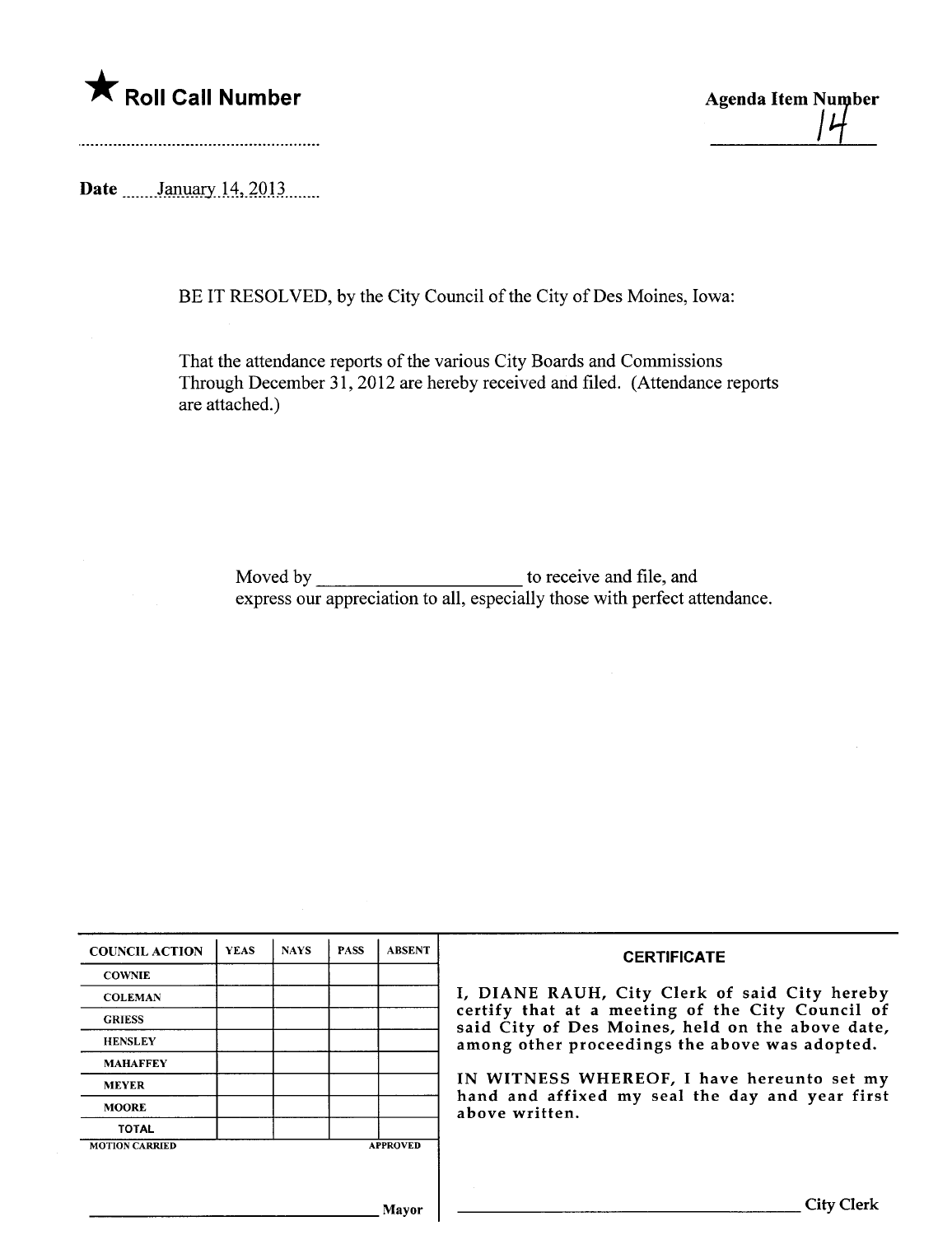★ **Roll Call Number**

..........................................................

**Agenda Item Number**

14

**Date** January 14, 2013

BE IT RESOLVED, by the City Council of the City of Des Moines, Iowa:

That the attendance reports of the various City Boards and Commissions Through December 31, 2012 are hereby received and filed. (Attendance reports are attached.)

Moved by ____________________ to receive and file, and express our appreciation to all, especially those with perfect attendance.

| COUNCIL ACTION | YEAS | NAYS | PASS | ABSENT |
|---|---|---|---|---|
| COWNIE | | | | |
| COLEMAN | | | | |
| GRIESS | | | | |
| HENSLEY | | | | |
| MAHAFFEY | | | | |
| MEYER | | | | |
| MOORE | | | | |
| TOTAL | | | | |
| MOTION CARRIED | | | | APPROVED |

______________________________ Mayor

**CERTIFICATE**

I, DIANE RAUH, City Clerk of said City hereby certify that at a meeting of the City Council of said City of Des Moines, held on the above date, among other proceedings the above was adopted.

IN WITNESS WHEREOF, I have hereunto set my hand and affixed my seal the day and year first above written.

______________________________ City Clerk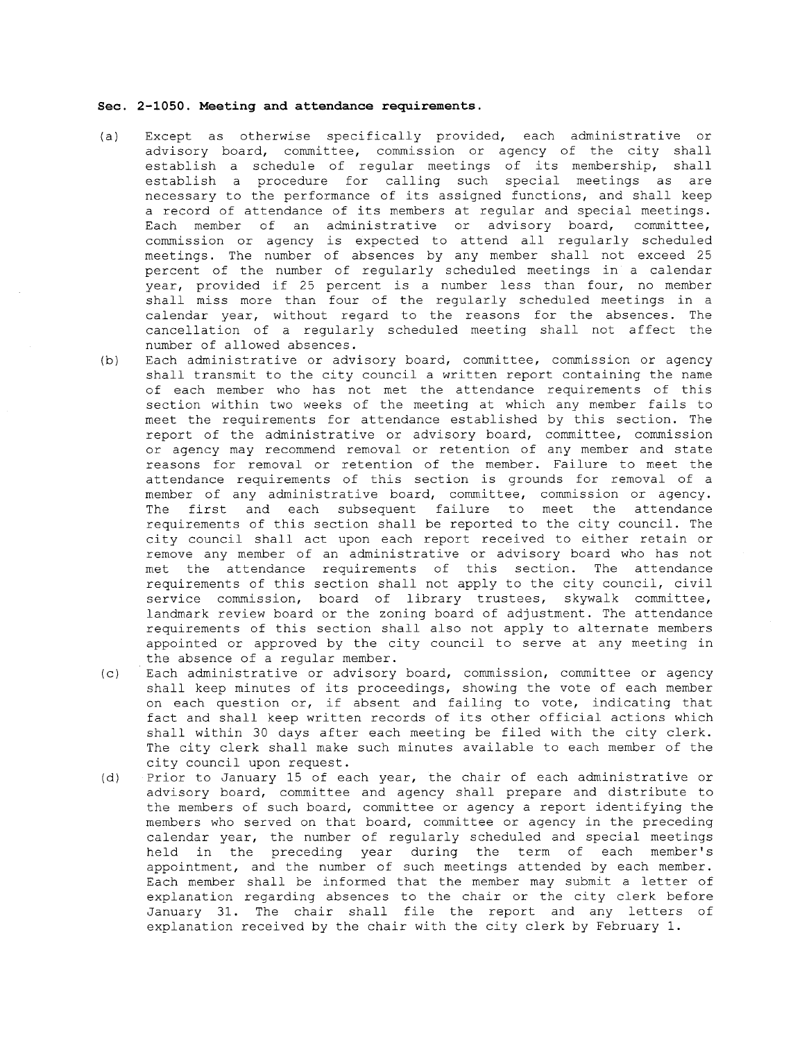**Sec. 2-1050. Meeting and attendance requirements.**

(a) Except as otherwise specifically provided, each administrative or advisory board, committee, commission or agency of the city shall establish a schedule of regular meetings of its membership, shall establish a procedure for calling such special meetings as are necessary to the performance of its assigned functions, and shall keep a record of attendance of its members at regular and special meetings. Each member of an administrative or advisory board, committee, commission or agency is expected to attend all regularly scheduled meetings. The number of absences by any member shall not exceed 25 percent of the number of regularly scheduled meetings in a calendar year, provided if 25 percent is a number less than four, no member shall miss more than four of the regularly scheduled meetings in a calendar year, without regard to the reasons for the absences. The cancellation of a regularly scheduled meeting shall not affect the number of allowed absences.

(b) Each administrative or advisory board, committee, commission or agency shall transmit to the city council a written report containing the name of each member who has not met the attendance requirements of this section within two weeks of the meeting at which any member fails to meet the requirements for attendance established by this section. The report of the administrative or advisory board, committee, commission or agency may recommend removal or retention of any member and state reasons for removal or retention of the member. Failure to meet the attendance requirements of this section is grounds for removal of a member of any administrative board, committee, commission or agency. The first and each subsequent failure to meet the attendance requirements of this section shall be reported to the city council. The city council shall act upon each report received to either retain or remove any member of an administrative or advisory board who has not met the attendance requirements of this section. The attendance requirements of this section shall not apply to the city council, civil service commission, board of library trustees, skywalk committee, landmark review board or the zoning board of adjustment. The attendance requirements of this section shall also not apply to alternate members appointed or approved by the city council to serve at any meeting in the absence of a regular member.

(c) Each administrative or advisory board, commission, committee or agency shall keep minutes of its proceedings, showing the vote of each member on each question or, if absent and failing to vote, indicating that fact and shall keep written records of its other official actions which shall within 30 days after each meeting be filed with the city clerk. The city clerk shall make such minutes available to each member of the city council upon request.

(d) Prior to January 15 of each year, the chair of each administrative or advisory board, committee and agency shall prepare and distribute to the members of such board, committee or agency a report identifying the members who served on that board, committee or agency in the preceding calendar year, the number of regularly scheduled and special meetings held in the preceding year during the term of each member's appointment, and the number of such meetings attended by each member. Each member shall be informed that the member may submit a letter of explanation regarding absences to the chair or the city clerk before January 31. The chair shall file the report and any letters of explanation received by the chair with the city clerk by February 1.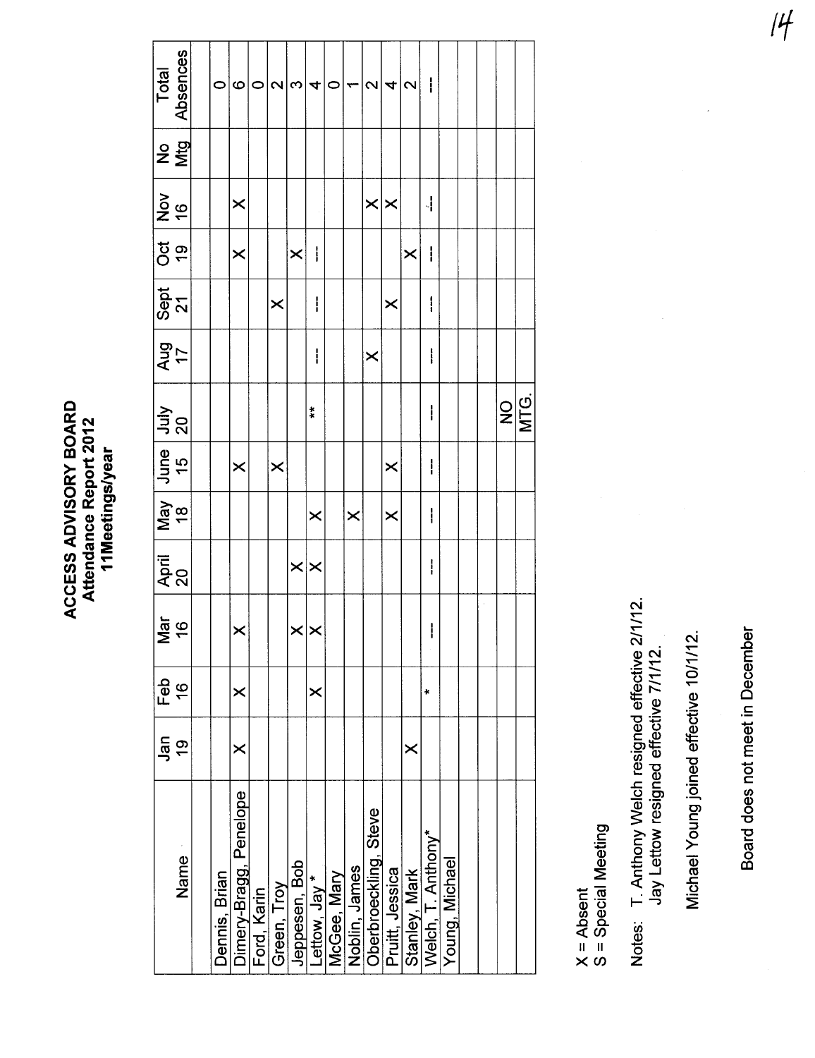# ACCESS ADVISORY BOARD
## Attendance Report 2012
### 11Meetings/year

| Name | Jan 19 | Feb 16 | Mar 16 | April 20 | May 18 | June 15 | July 20 | Aug 17 | Sept 21 | Oct 19 | Nov 16 | No Mtg | Total Absences |
|---|---|---|---|---|---|---|---|---|---|---|---|---|---|
| Dennis, Brian | | | | | | | | | | | | | 0 |
| Dimery-Bragg, Penelope | X | X | X | | | X | | | | X | X | | 6 |
| Ford, Karin | | | | | | | | | | | | | 0 |
| Green, Troy | | | | | | X | | | X | | | | 2 |
| Jeppesen, Bob | | | X | X | | | | | | X | | | 3 |
| Lettow, Jay * | | X | X | X | X | | ** | --- | --- | --- | | | 4 |
| McGee, Mary | | | | | | | | | | | | | 0 |
| Noblin, James | | | | | X | | | | | | | | 1 |
| Oberbroeckling, Steve | | | | | | | | X | | | X | | 2 |
| Pruitt, Jessica | | | | | X | X | | | X | | X | | 4 |
| Stanley, Mark | X | | | | | | | | | X | | | 2 |
| Welch, T. Anthony* | | * | --- | --- | --- | --- | --- | --- | --- | --- | --- | | --- |
| Young, Michael | | | | | | | | | | | | | |
| | | | | | | | NO MTG. | | | | | | |

X = Absent
S = Special Meeting

Notes: T. Anthony Welch resigned effective 2/1/12.
Jay Lettow resigned effective 7/1/12.

Michael Young joined effective 10/1/12.

Board does not meet in December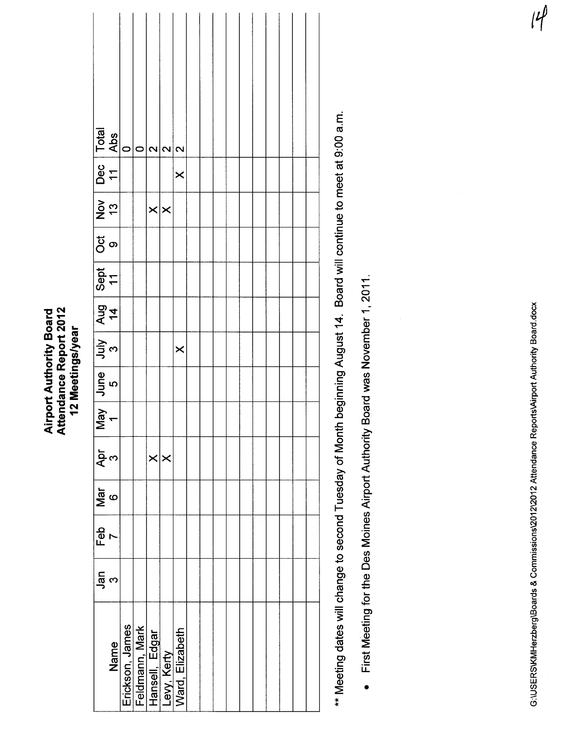**Airport Authority Board**
**Attendance Report 2012**
**12 Meetings/year**

| Name | Jan 3 | Feb 7 | Mar 6 | Apr 3 | May 1 | June 5 | July 3 | Aug 14 | Sept 11 | Oct 9 | Nov 13 | Dec 11 | Total Abs |
|---|---|---|---|---|---|---|---|---|---|---|---|---|---|
| Erickson, James | | | | | | | | | | | | | 0 |
| Feldmann, Mark | | | | | | | | | | | | | 0 |
| Hansell, Edgar | | | | X | | | | | | | X | | 2 |
| Levy, Kerty | | | | X | | | | | | | X | | 2 |
| Ward, Elizabeth | | | | | | | X | | | | | X | 2 |
| | | | | | | | | | | | | | |
| | | | | | | | | | | | | | |
| | | | | | | | | | | | | | |
| | | | | | | | | | | | | | |
| | | | | | | | | | | | | | |
| | | | | | | | | | | | | | |
| | | | | | | | | | | | | | |
| | | | | | | | | | | | | | |

** Meeting dates will change to second Tuesday of Month beginning August 14. Board will continue to meet at 9:00 a.m.

- First Meeting for the Des Moines Airport Authority Board was November 1, 2011.

G:\USERS\KMHerzberg\Boards & Commissions\2012\2012 Attendance Reports\Airport Authority Board.docx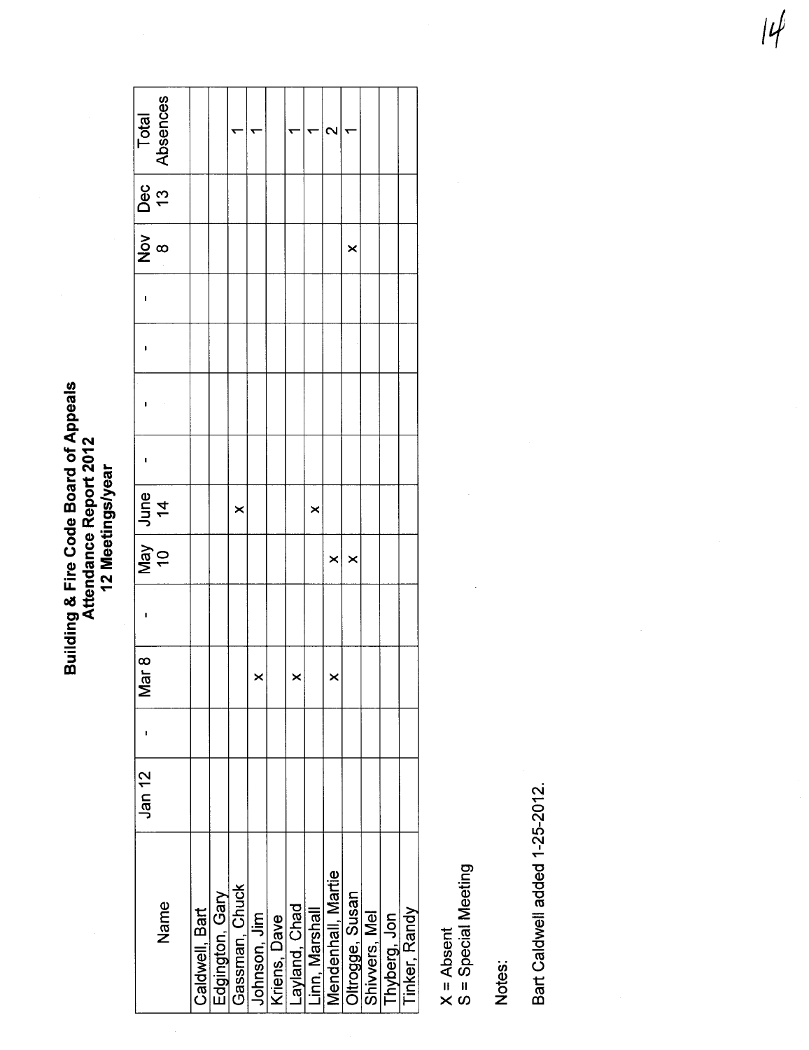# Building & Fire Code Board of Appeals
## Attendance Report 2012
### 12 Meetings/year

| Name | Jan 12 | - | Mar 8 | - | May 10 | June 14 | - | - | - | - | Nov 8 | Dec 13 | Total Absences |
|---|---|---|---|---|---|---|---|---|---|---|---|---|---|
| Caldwell, Bart | | | | | | | | | | | | | |
| Edgington, Gary | | | | | | | | | | | | | |
| Gassman, Chuck | | | | | | x | | | | | | | 1 |
| Johnson, Jim | | | x | | | | | | | | | | 1 |
| Kriens, Dave | | | | | | | | | | | | | |
| Layland, Chad | | | x | | | | | | | | | | 1 |
| Linn, Marshall | | | | | | x | | | | | | | 1 |
| Mendenhall, Martie | | | x | | x | | | | | | | | 2 |
| Oltrogge, Susan | | | | | x | | | | | | x | | 1 |
| Shivvers, Mel | | | | | | | | | | | | | |
| Thyberg, Jon | | | | | | | | | | | | | |
| Tinker, Randy | | | | | | | | | | | | | |

X = Absent
S = Special Meeting

Notes:

Bart Caldwell added 1-25-2012.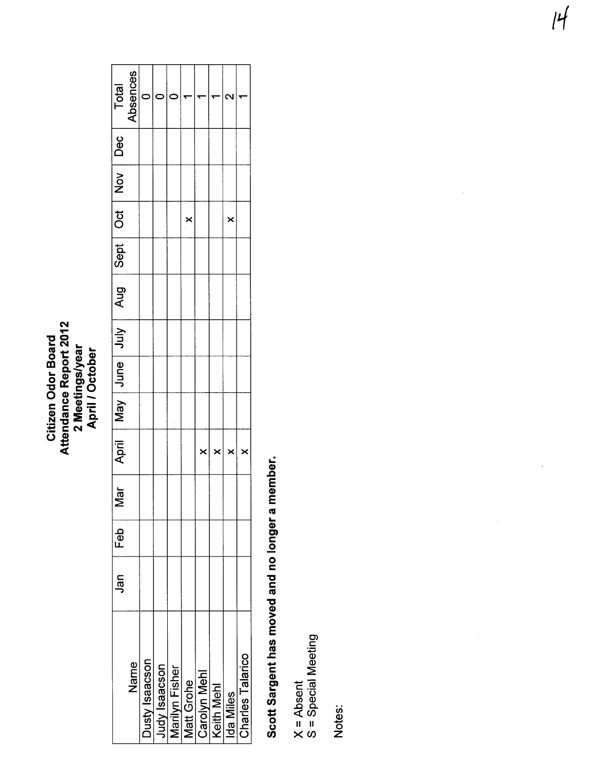# Citizen Odor Board
## Attendance Report 2012
### 2 Meetings/year
### April / October

| Name | Jan | Feb | Mar | April | May | June | July | Aug | Sept | Oct | Nov | Dec | Total Absences |
|---|---|---|---|---|---|---|---|---|---|---|---|---|---|
| Dusty Isaacson | | | | | | | | | | | | | 0 |
| Judy Isaacson | | | | | | | | | | | | | 0 |
| Marilyn Fisher | | | | | | | | | | | | | 0 |
| Matt Grohe | | | | | | | | | | x | | | 1 |
| Carolyn Mehl | | | | x | | | | | | | | | 1 |
| Keith Mehl | | | | x | | | | | | | | | 1 |
| Ida Miles | | | | x | | | | | | x | | | 2 |
| Charles Talarico | | | | x | | | | | | | | | 1 |

**Scott Sargent has moved and no longer a member.**

X = Absent
S = Special Meeting

Notes: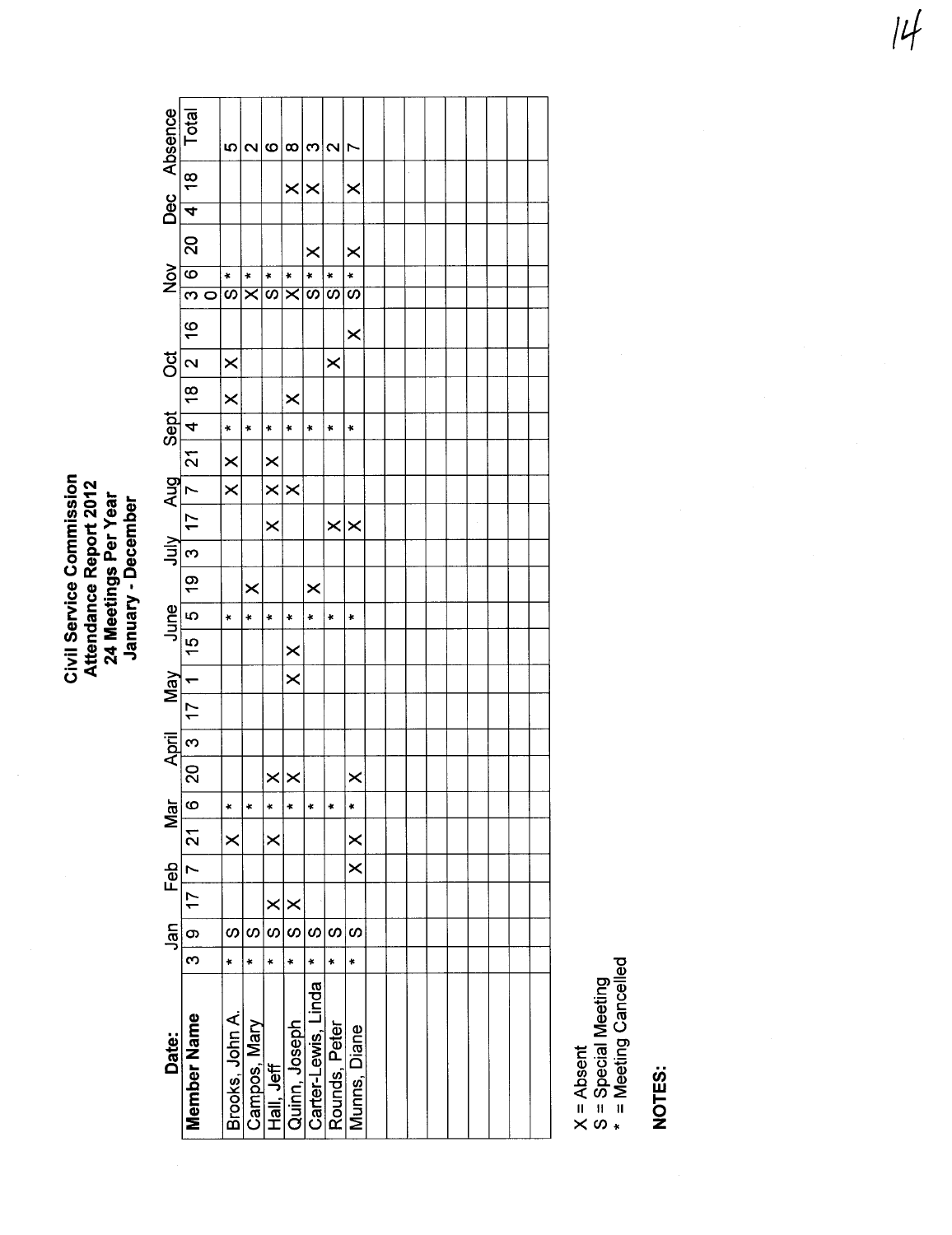# Civil Service Commission
## Attendance Report 2012
### 24 Meetings Per Year
### January - December

| Date: | Jan | | Feb | | Mar | | April | | May | | June | | | July | | Aug | | Sept | | Oct | | Nov | | | Dec | | Absence |
|---|---|---|---|---|---|---|---|---|---|---|---|---|---|---|---|---|---|---|---|---|---|---|---|---|---|---|---|
| **Member Name** | 3 | 9 | 17 | 7 | 21 | 6 | 20 | 3 | 17 | 1 | 15 | 5 | 19 | 3 | 17 | 7 | 21 | 4 | 18 | 2 | 16 | 30 | 6 | 20 | 4 | 18 | Total |
| Brooks, John A. | * | S | | | X | * | | | | | | * | | | | X | X | * | X | X | | S | * | | | | 5 |
| Campos, Mary | * | S | | | | * | | | | | | * | X | | | | | * | | | | X | * | | | | 2 |
| Hall, Jeff | * | S | X | | X | * | X | | | | | * | | | X | X | X | * | | | | S | * | | | | 6 |
| Quinn, Joseph | * | S | X | | | * | X | | | X | X | * | | | | X | | * | X | | | X | * | | | X | 8 |
| Carter-Lewis, Linda | * | S | | | | * | | | | | | * | X | | | | | * | | | | S | * | X | | X | 3 |
| Rounds, Peter | * | S | | | | * | | | | | | * | | | X | | | * | | X | | S | * | | | | 2 |
| Munns, Diane | * | S | | X | X | * | X | | | | | * | | | X | | | * | | | X | S | * | X | | X | 7 |

X = Absent
S = Special Meeting
* = Meeting Cancelled

**NOTES:**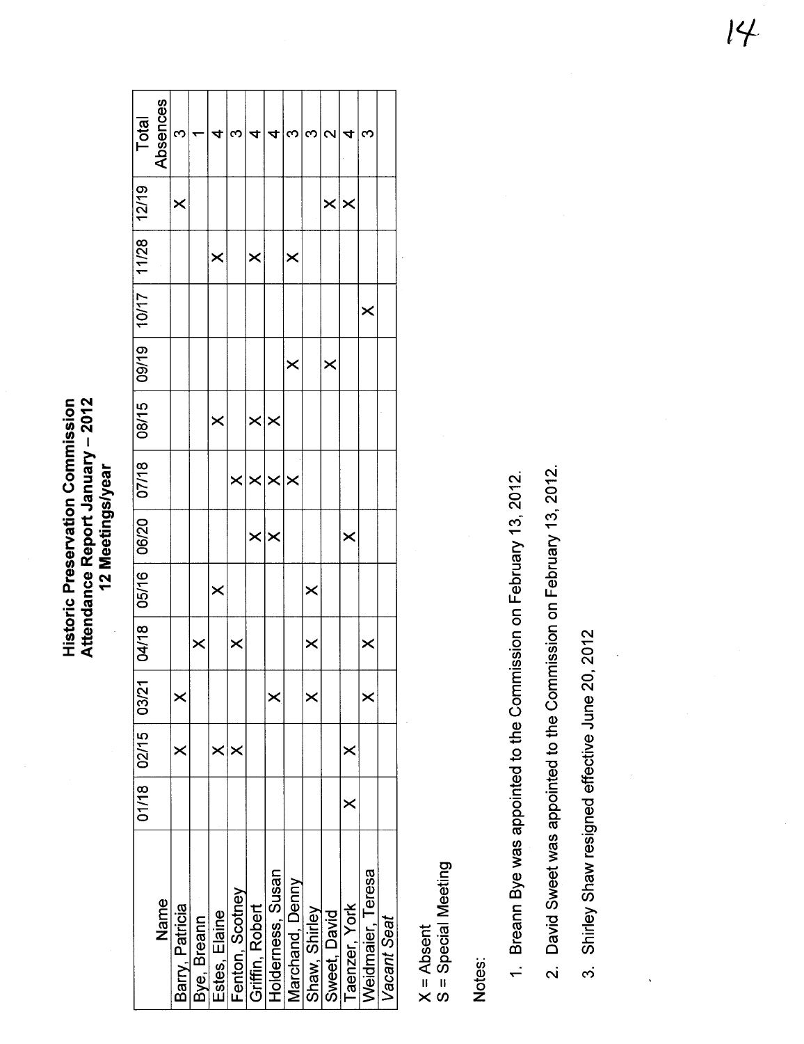**Historic Preservation Commission**
**Attendance Report January – 2012**
**12 Meetings/year**

| Name | 01/18 | 02/15 | 03/21 | 04/18 | 05/16 | 06/20 | 07/18 | 08/15 | 09/19 | 10/17 | 11/28 | 12/19 | Total Absences |
|---|---|---|---|---|---|---|---|---|---|---|---|---|---|
| Barry, Patricia | | X | X | | | | | | | | | X | 3 |
| Bye, Breann | | | | X | | | | | | | | | 1 |
| Estes, Elaine | | X | | | X | | | X | | | X | | 4 |
| Fenton, Scotney | | X | | X | | | X | | | | | | 3 |
| Griffin, Robert | | | | | | X | X | X | | | X | | 4 |
| Holderness, Susan | | | X | | | X | X | X | | | | | 4 |
| Marchand, Denny | | | | | | | X | | X | | X | | 3 |
| Shaw, Shirley | | | X | X | X | | | | | | | | 3 |
| Sweet, David | | | | | | | | | X | | | X | 2 |
| Taenzer, York | X | X | | | | X | | | | | | X | 4 |
| Weidmaier, Teresa | | | X | X | | | | | | X | | | 3 |
| *Vacant Seat* | | | | | | | | | | | | | |

X = Absent
S = Special Meeting

Notes:

1. Breann Bye was appointed to the Commission on February 13, 2012.
2. David Sweet was appointed to the Commission on February 13, 2012.
3. Shirley Shaw resigned effective June 20, 2012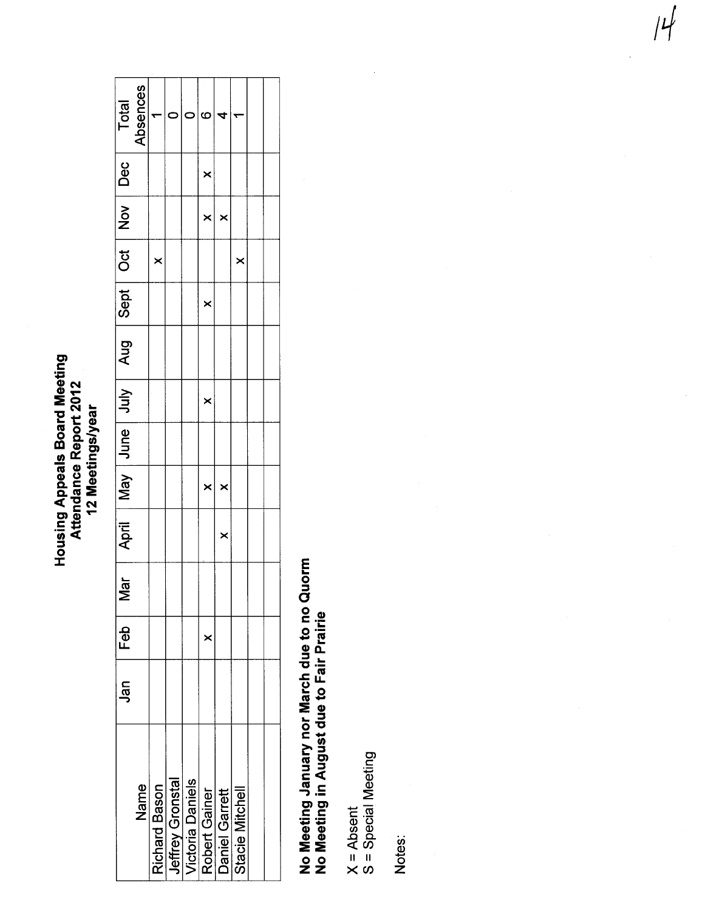# Housing Appeals Board Meeting
## Attendance Report 2012
### 12 Meetings/year

| Name | Jan | Feb | Mar | April | May | June | July | Aug | Sept | Oct | Nov | Dec | Total Absences |
|---|---|---|---|---|---|---|---|---|---|---|---|---|---|
| Richard Bason | | | | | | | | | | x | | | 1 |
| Jeffrey Gronstal | | | | | | | | | | | | | 0 |
| Victoria Daniels | | | | | | | | | | | | | 0 |
| Robert Gainer | | x | | | x | | x | | x | | x | x | 6 |
| Daniel Garrett | | | | x | x | | | | | | x | | 4 |
| Stacie Mitchell | | | | | | | | | | x | | | 1 |
| | | | | | | | | | | | | | |
| | | | | | | | | | | | | | |

**No Meeting January nor March due to no Quorm**
**No Meeting in August due to Fair Prairie**

X = Absent
S = Special Meeting

Notes: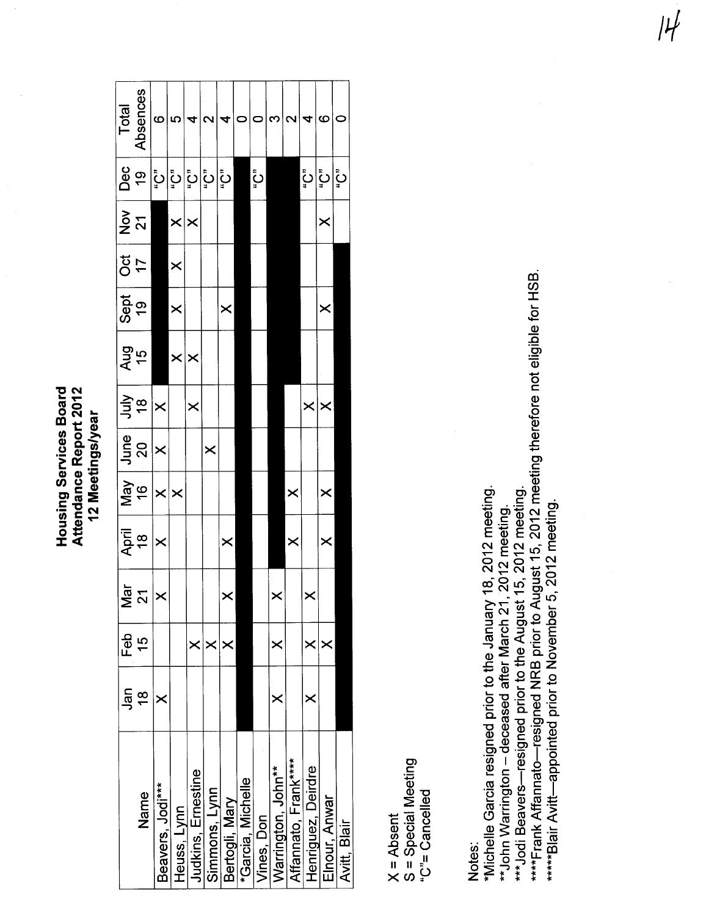# Housing Services Board
## Attendance Report 2012
### 12 Meetings/year

| Name | Jan 18 | Feb 15 | Mar 21 | April 18 | May 16 | June 20 | July 18 | Aug 15 | Sept 19 | Oct 17 | Nov 21 | Dec 19 | Total Absences |
|---|---|---|---|---|---|---|---|---|---|---|---|---|---|
| Beavers, Jodi*** | X | | X | X | X | X | X | | | | | "C" | 6 |
| Heuss, Lynn | | | | | X | | | X | X | X | X | "C" | 5 |
| Judkins, Ernestine | | X | | | | | X | X | | | X | "C" | 4 |
| Simmons, Lynn | | X | | | | X | | | | | | "C" | 2 |
| Bertogli, Mary | | X | X | X | | | | | X | | | "C" | 4 |
| *Garcia, Michelle | | | | | | | | | | | | | 0 |
| Vines, Don | | | | | | | | | | | | "C" | 0 |
| Warrington, John** | X | X | X | | | | | | | | | | 3 |
| Affannato, Frank**** | | | | X | X | | | | | | | | 2 |
| Henriquez, Deirdre | X | X | X | | | | X | | | | | "C" | 4 |
| Elnour, Anwar | | X | | X | X | | X | | X | | X | "C" | 6 |
| Avitt, Blair | | | | | | | | | | | | "C" | 0 |

X = Absent
S = Special Meeting
"C"= Cancelled

Notes:
*Michelle Garcia resigned prior to the January 18, 2012 meeting.
**John Warrington – deceased after March 21, 2012 meeting.
***Jodi Beavers—resigned prior to the August 15, 2012 meeting.
****Frank Affannato—resigned NRB prior to August 15, 2012 meeting therefore not eligible for HSB.
*****Blair Avitt—appointed prior to November 5, 2012 meeting.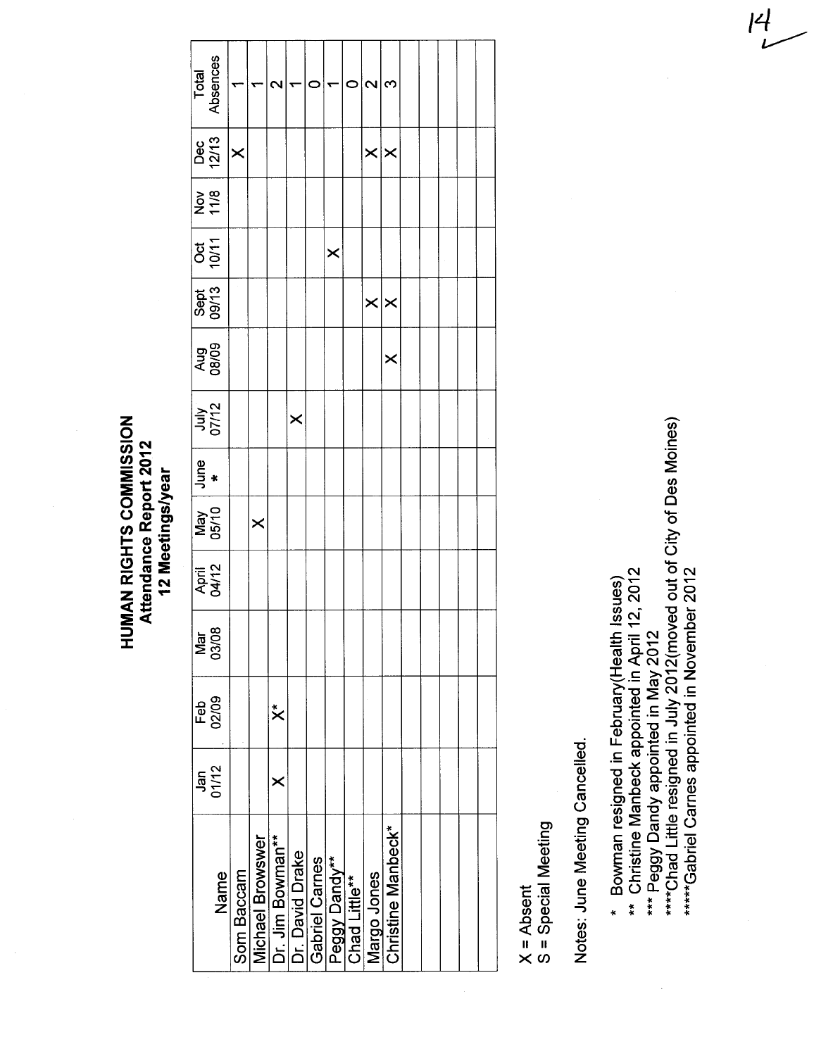# HUMAN RIGHTS COMMISSION
## Attendance Report 2012
### 12 Meetings/year

| Name | Jan 01/12 | Feb 02/09 | Mar 03/08 | April 04/12 | May 05/10 | June * | July 07/12 | Aug 08/09 | Sept 09/13 | Oct 10/11 | Nov 11/8 | Dec 12/13 | Total Absences |
|---|---|---|---|---|---|---|---|---|---|---|---|---|---|
| Som Baccam | | | | | | | | | | | | X | 1 |
| Michael Browswer | | | | | X | | | | | | | | 1 |
| Dr. Jim Bowman** | X | X* | | | | | | | | | | | 2 |
| Dr. David Drake | | | | | | | X | | | | | | 1 |
| Gabriel Carnes | | | | | | | | | | | | | 0 |
| Peggy Dandy** | | | | | | | | | | X | | | 1 |
| Chad Little** | | | | | | | | | | | | | 0 |
| Margo Jones | | | | | | | | | X | | | X | 2 |
| Christine Manbeck* | | | | | | | | X | X | | | X | 3 |
| | | | | | | | | | | | | | |
| | | | | | | | | | | | | | |
| | | | | | | | | | | | | | |
| | | | | | | | | | | | | | |
| | | | | | | | | | | | | | |

X = Absent
S = Special Meeting

Notes: June Meeting Cancelled.

- \* Bowman resigned in February(Health Issues)
- \** Christine Manbeck appointed in April 12, 2012
- \*** Peggy Dandy appointed in May 2012
- \****Chad Little resigned in July 2012(moved out of City of Des Moines)
- \*****Gabriel Carnes appointed in November 2012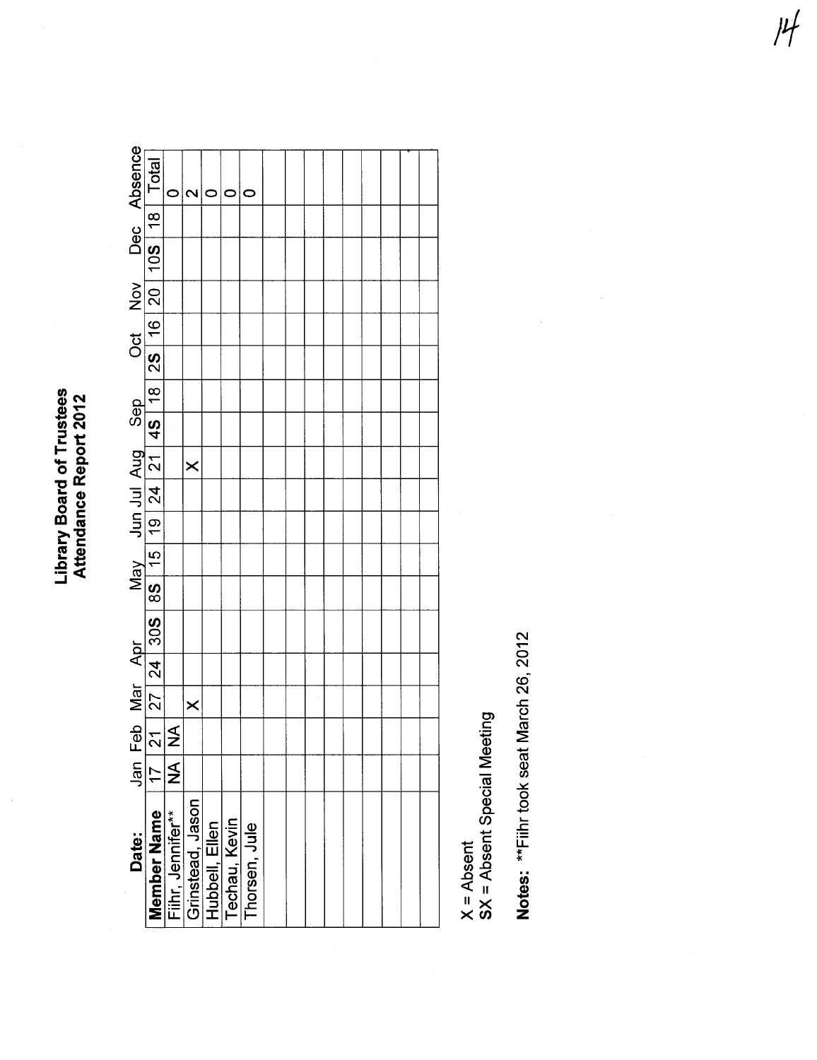# Library Board of Trustees
## Attendance Report 2012

| Date: | Jan | Feb | Mar | Apr | | May | | Jun | Jul | Aug | Sep | | Oct | | Nov | Dec | | Absence |
|---|---|---|---|---|---|---|---|---|---|---|---|---|---|---|---|---|---|---|
| **Member Name** | 17 | 21 | 27 | 24 | 30S | 8S | 15 | 19 | 24 | 21 | 4S | 18 | 2S | 16 | 20 | 10S | 18 | Total |
| Fiihr, Jennifer** | NA | NA | | | | | | | | | | | | | | | | 0 |
| Grinstead, Jason | | | X | | | | | | | X | | | | | | | | 2 |
| Hubbell, Ellen | | | | | | | | | | | | | | | | | | 0 |
| Techau, Kevin | | | | | | | | | | | | | | | | | | 0 |
| Thorsen, Jule | | | | | | | | | | | | | | | | | | 0 |
| | | | | | | | | | | | | | | | | | | |
| | | | | | | | | | | | | | | | | | | |
| | | | | | | | | | | | | | | | | | | |
| | | | | | | | | | | | | | | | | | | |
| | | | | | | | | | | | | | | | | | | |
| | | | | | | | | | | | | | | | | | | |
| | | | | | | | | | | | | | | | | | | |
| | | | | | | | | | | | | | | | | | | |

X = Absent
SX = Absent Special Meeting

**Notes:** **Fiihr took seat March 26, 2012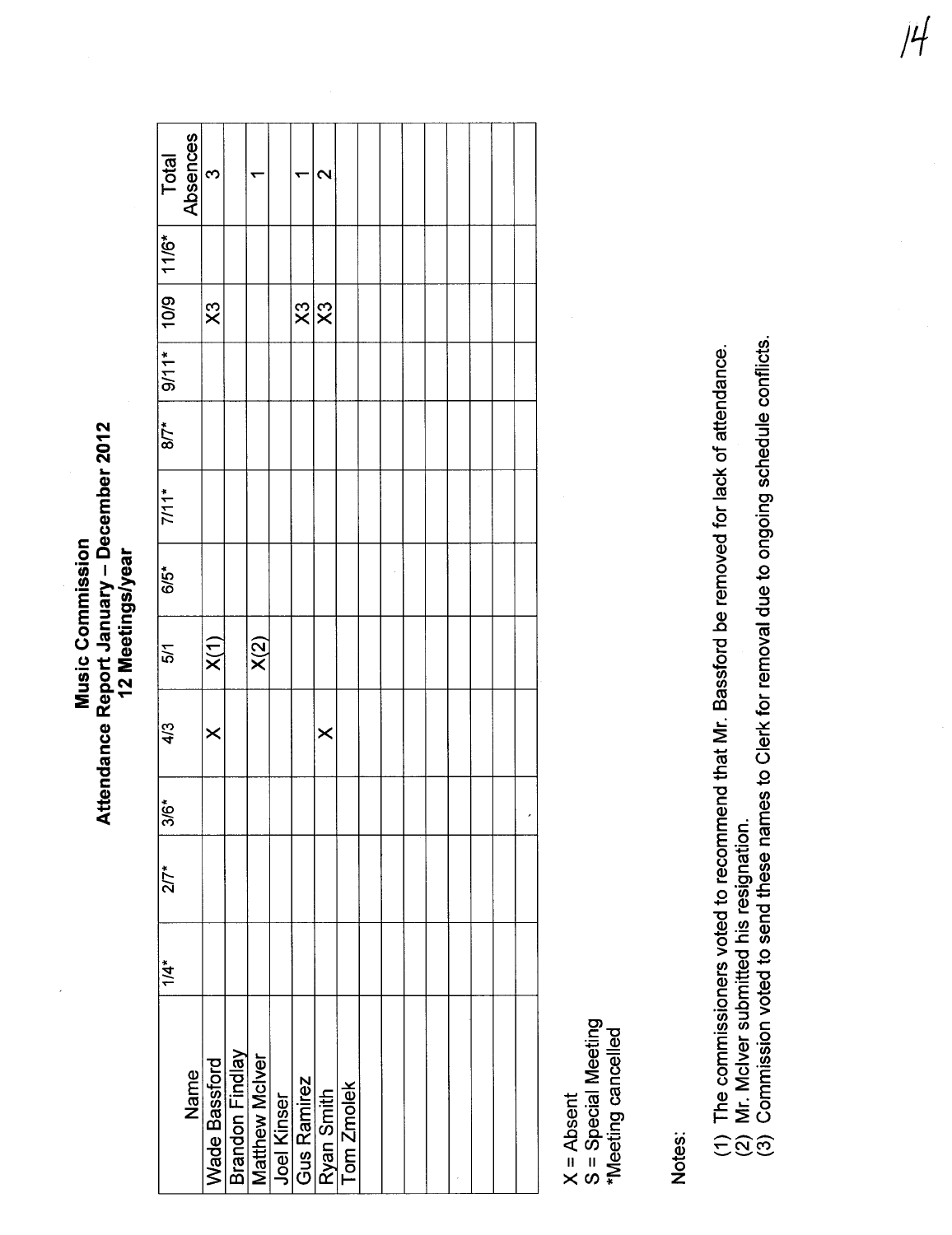**Music Commission**
**Attendance Report January – December 2012**
**12 Meetings/year**

| Name | 1/4* | 2/7* | 3/6* | 4/3 | 5/1 | 6/5* | 7/11* | 8/7* | 9/11* | 10/9 | 11/6* | Total Absences |
|---|---|---|---|---|---|---|---|---|---|---|---|---|
| Wade Bassford | | | | X | X(1) | | | | | X3 | | 3 |
| Brandon Findlay | | | | | | | | | | | | |
| Matthew McIver | | | | | X(2) | | | | | | | 1 |
| Joel Kinser | | | | | | | | | | | | |
| Gus Ramirez | | | | | | | | | | X3 | | 1 |
| Ryan Smith | | | | X | | | | | | X3 | | 2 |
| Tom Zmolek | | | | | | | | | | | | |
| | | | | | | | | | | | | |
| | | | | | | | | | | | | |
| | | | | | | | | | | | | |
| | | | | | | | | | | | | |
| | | | | | | | | | | | | |
| | | | | | | | | | | | | |

X = Absent
S = Special Meeting
*Meeting cancelled

Notes:

(1) The commissioners voted to recommend that Mr. Bassford be removed for lack of attendance.
(2) Mr. McIver submitted his resignation.
(3) Commission voted to send these names to Clerk for removal due to ongoing schedule conflicts.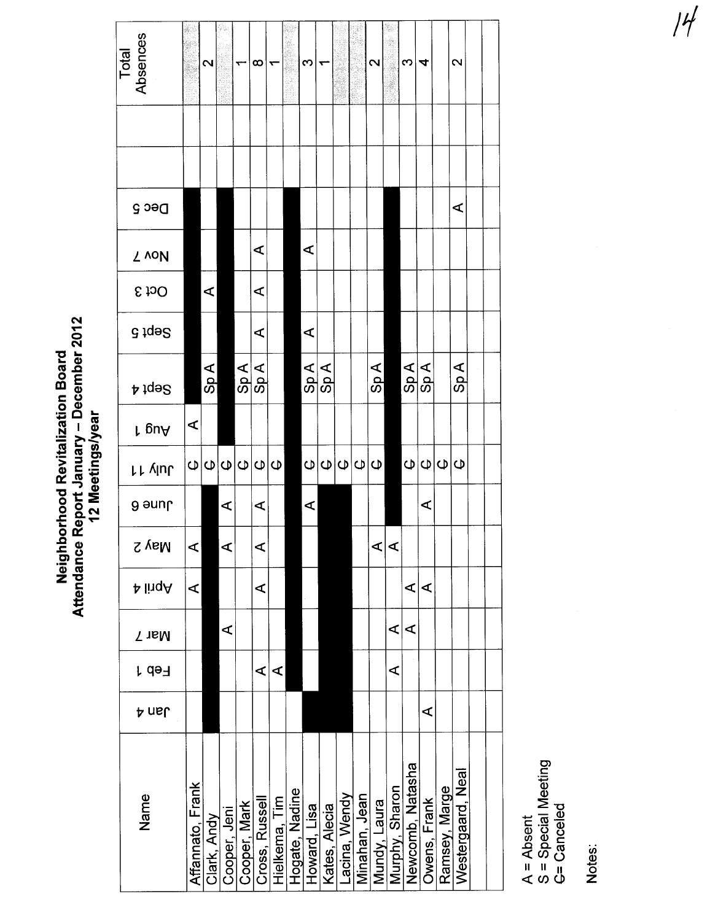# Neighborhood Revitalization Board
## Attendance Report January – December 2012
### 12 Meetings/year

| Name | Jan 4 | Feb 1 | Mar 7 | April 4 | May 2 | June 6 | July 11 | Aug 1 | Sept 4 | Sept 5 | Oct 3 | Nov 7 | Dec 5 | | | Total Absences |
|---|---|---|---|---|---|---|---|---|---|---|---|---|---|---|---|---|
| Affannato, Frank | | | | A | A | | C | A | ■ | ■ | ■ | ■ | ■ | | | |
| Clark, Andy | ■ | | | | ■ | ■ | C | | Sp A | | A | | | | | 2 |
| Cooper, Jeni | | | A | | A | A | C | ■ | ■ | ■ | ■ | ■ | ■ | | | |
| Cooper, Mark | | | | | | | C | | Sp A | | | | | | | 1 |
| Cross, Russell | | A | | A | A | A | C | | Sp A | A | A | A | | | | 8 |
| Hielkema, Tim | | A | | | | | C | | | | | | | | | 1 |
| Hogate, Nadine | | ■ | ■ | ■ | ■ | ■ | ■ | ■ | ■ | ■ | ■ | ■ | ■ | | | |
| Howard, Lisa | ■ | | | | | A | C | | Sp A | A | | A | | | | 3 |
| Kates, Alecia | ■ | ■ | ■ | ■ | ■ | ■ | C | | Sp A | | | | | | | 1 |
| Lacina, Wendy | ■ | ■ | ■ | ■ | ■ | ■ | C | | | | | | | | | |
| Minahan, Jean | | | | | | | C | | | | | | | | | |
| Mundy, Laura | | | | | A | | C | | Sp A | | | | | | | 2 |
| Murphy, Sharon | | A | A | | A | ■ | ■ | ■ | ■ | ■ | ■ | ■ | ■ | | | |
| Newcomb, Natasha | | | A | A | | | C | | Sp A | | | | | | | 3 |
| Owens, Frank | A | | | A | | A | C | | Sp A | | | | | | | 4 |
| Ramsey, Marge | | | | | | | C | | | | | | | | | |
| Westergaard, Neal | | | | | | | C | | Sp A | | | | A | | | 2 |
| | | | | | | | | | | | | | | | | |
| | | | | | | | | | | | | | | | | |

A = Absent
S = Special Meeting
C= Canceled

Notes: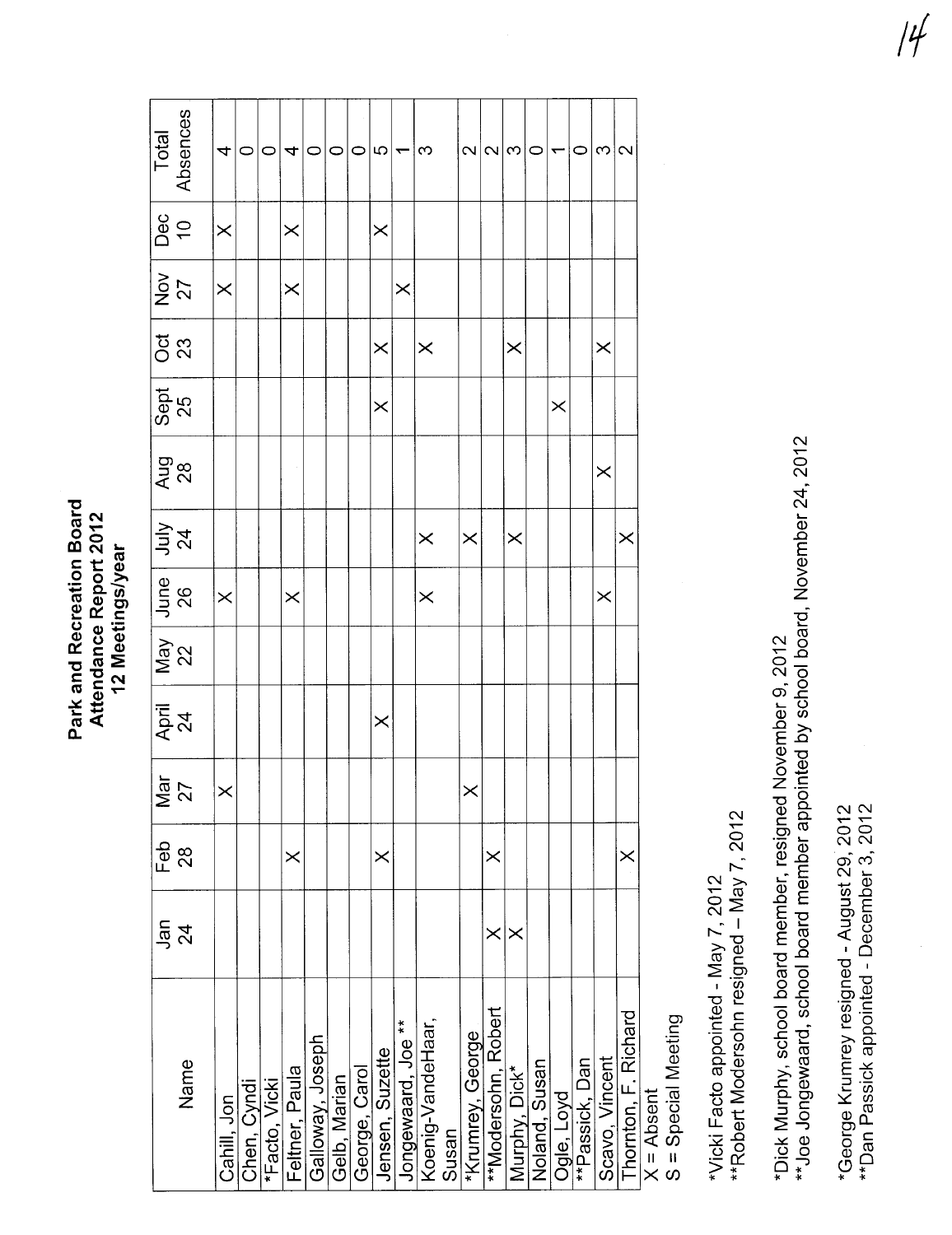# Park and Recreation Board
## Attendance Report 2012
### 12 Meetings/year

| Name | Jan 24 | Feb 28 | Mar 27 | April 24 | May 22 | June 26 | July 24 | Aug 28 | Sept 25 | Oct 23 | Nov 27 | Dec 10 | Total Absences |
|---|---|---|---|---|---|---|---|---|---|---|---|---|---|
| Cahill, Jon | | | X | | | X | | | | | X | X | 4 |
| Chen, Cyndi | | | | | | | | | | | | | 0 |
| *Facto, Vicki | | | | | | | | | | | | | 0 |
| Feltner, Paula | | X | | | | X | | | | | X | X | 4 |
| Galloway, Joseph | | | | | | | | | | | | | 0 |
| Gelb, Marian | | | | | | | | | | | | | 0 |
| George, Carol | | | | | | | | | | | | | 0 |
| Jensen, Suzette | | X | | X | | | | | X | X | | X | 5 |
| Jongewaard, Joe ** | | | | | | | | | | | X | | 1 |
| Koenig-VandeHaar, Susan | | | | | | X | X | | | X | | | 3 |
| *Krumrey, George | | | X | | | | X | | | | | | 2 |
| **Modersohn, Robert | X | X | | | | | | | | | | | 2 |
| Murphy, Dick* | X | | | | | | X | | | X | | | 3 |
| Noland, Susan | | | | | | | | | | | | | 0 |
| Ogle, Loyd | | | | | | | | | X | | | | 1 |
| **Passick, Dan | | | | | | | | | | | | | 0 |
| Scavo, Vincent | | | | | | X | | X | | X | | | 3 |
| Thornton, F. Richard | | X | | | | | X | | | | | | 2 |

X = Absent
S = Special Meeting

*Vicki Facto appointed - May 7, 2012
**Robert Modersohn resigned – May 7, 2012

*Dick Murphy, school board member, resigned November 9, 2012
**Joe Jongewaard, school board member appointed by school board, November 24, 2012

*George Krumrey resigned - August 29, 2012
**Dan Passick appointed - December 3, 2012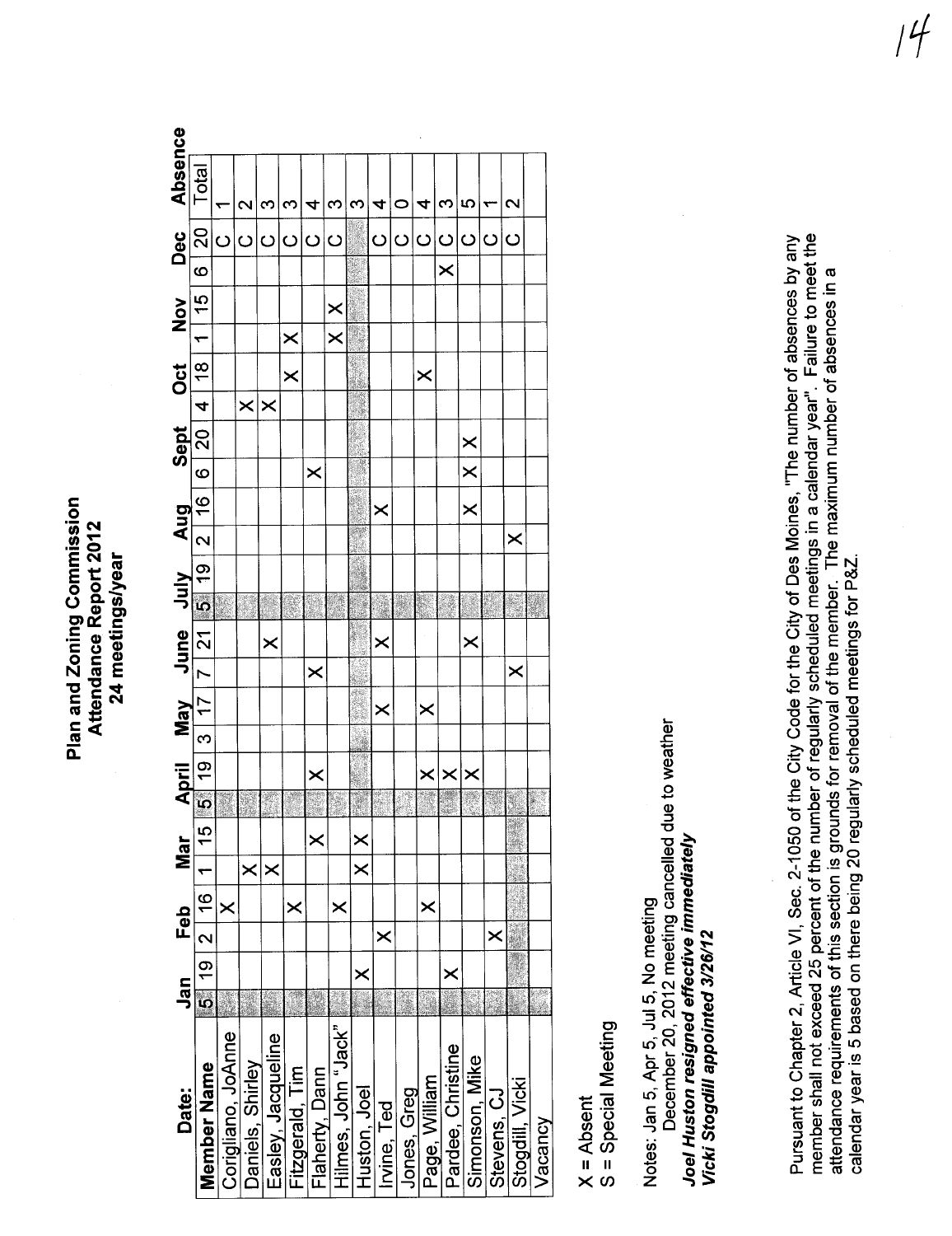# Plan and Zoning Commission
## Attendance Report 2012
### 24 meetings/year

| Date: | Jan | | Feb | | Mar | | April | | May | | June | | July | | Aug | | Sept | | Oct | | Nov | | Dec | | Absence |
|---|---|---|---|---|---|---|---|---|---|---|---|---|---|---|---|---|---|---|---|---|---|---|---|---|---|
| **Member Name** | 5 | 19 | 2 | 16 | 1 | 15 | 5 | 19 | 3 | 17 | 7 | 21 | 5 | 19 | 2 | 16 | 6 | 20 | 4 | 18 | 1 | 15 | 6 | 20 | Total |
| Corigliano, JoAnne | | | | X | | | | | | | | | | | | | | | | | | | | C | 1 |
| Daniels, Shirley | | | | | X | | | | | | | | | | | | | | X | | | | | C | 2 |
| Easley, Jacqueline | | | | | X | | | | | | | X | | | | | | | X | | | | | C | 3 |
| Fitzgerald, Tim | | | | X | | | | | | | | | | | | | | | | X | X | | | C | 3 |
| Flaherty, Dann | | | | | | X | | X | | | X | | | | | | X | | | | | | | C | 4 |
| Hilmes, John "Jack" | | | | X | | | | | | | | | | | | | | | | | X | X | | C | 3 |
| Huston, Joel | | X | | | X | X | | | | | | | | | | | | | | | | | | | 3 |
| Irvine, Ted | | | X | | | | | | | X | | X | | | | X | | | | | | | | C | 4 |
| Jones, Greg | | | | | | | | | | | | | | | | | | | | | | | | C | 0 |
| Page, William | | | | X | | | | X | | X | | | | | | | | | | X | | | | C | 4 |
| Pardee, Christine | | X | | | | | | X | | | | | | | | | | | | | | | X | C | 3 |
| Simonson, Mike | | | | | | | | X | | | | X | | | | X | X | X | | | | | | C | 5 |
| Stevens, CJ | | | X | | | | | | | | | | | | | | | | | | | | | C | 1 |
| Stogdill, Vicki | | | | | | | | | | | X | | | | X | | | | | | | | | C | 2 |
| Vacancy | | | | | | | | | | | | | | | | | | | | | | | | | |

X = Absent
S = Special Meeting

Notes: Jan 5, Apr 5, Jul 5, No meeting
December 20, 2012 meeting cancelled due to weather
***Joel Huston resigned effective immediately***
***Vicki Stogdill appointed 3/26/12***

Pursuant to Chapter 2, Article VI, Sec. 2-1050 of the City Code for the City of Des Moines, "The number of absences by any member shall not exceed 25 percent of the number of regularly scheduled meetings in a calendar year". Failure to meet the attendance requirements of this section is grounds for removal of the member. The maximum number of absences in a calendar year is 5 based on there being 20 regularly scheduled meetings for P&Z.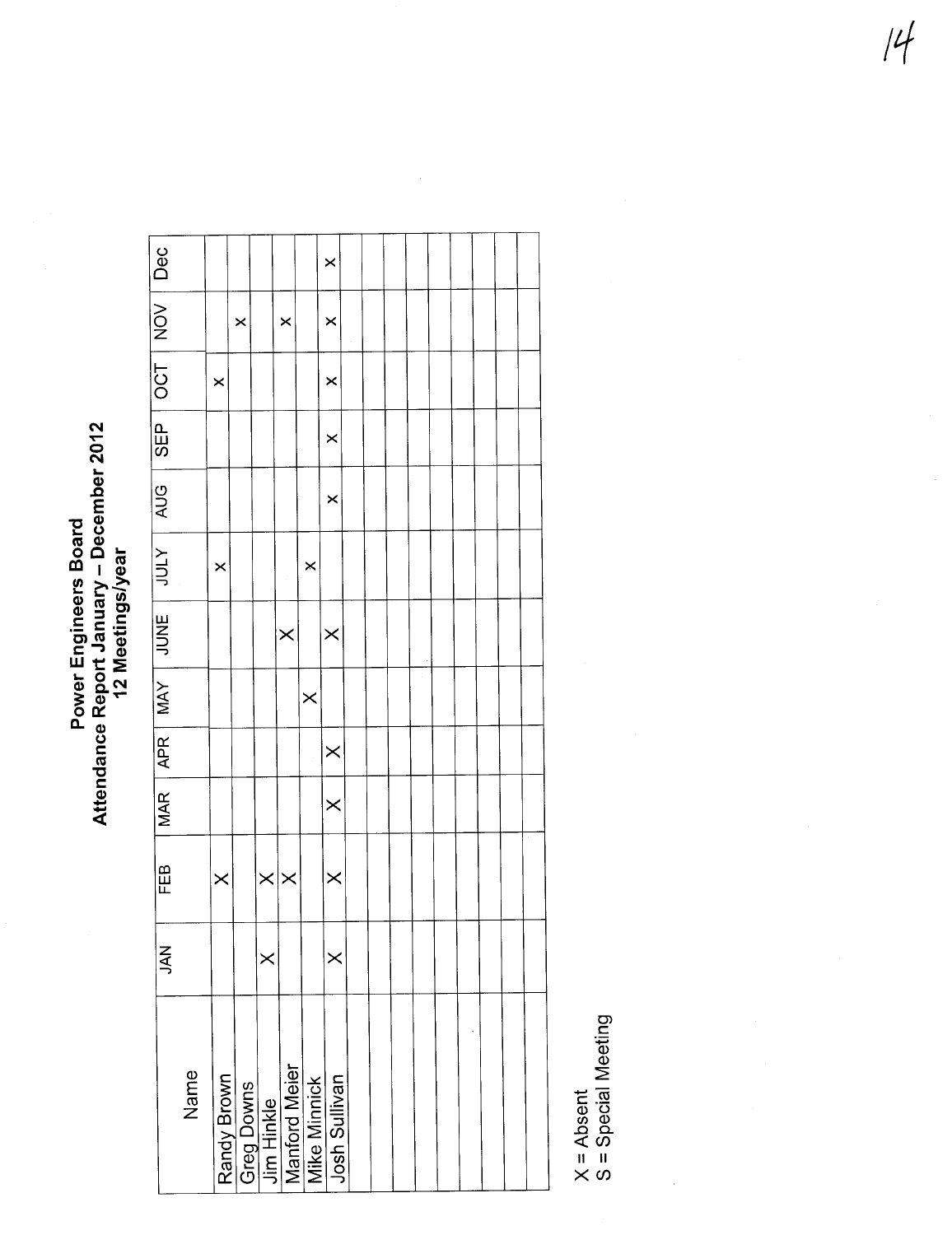# Power Engineers Board
## Attendance Report January – December 2012
### 12 Meetings/year

| Name | JAN | FEB | MAR | APR | MAY | JUNE | JULY | AUG | SEP | OCT | NOV | Dec |
|---|---|---|---|---|---|---|---|---|---|---|---|---|
| Randy Brown | | X | | | | | X | | | X | | |
| Greg Downs | | | | | | | | | | | X | |
| Jim Hinkle | X | X | | | | | | | | | | |
| Manford Meier | | X | | | | X | | | | | X | |
| Mike Minnick | | | | | X | | X | | | | | |
| Josh Sullivan | X | X | X | X | | X | | X | X | X | X | |
| | | | | | | | | | | | | X |
| | | | | | | | | | | | | |
| | | | | | | | | | | | | |
| | | | | | | | | | | | | |
| | | | | | | | | | | | | |
| | | | | | | | | | | | | |
| | | | | | | | | | | | | |
| | | | | | | | | | | | | |
| | | | | | | | | | | | | |

X = Absent
S = Special Meeting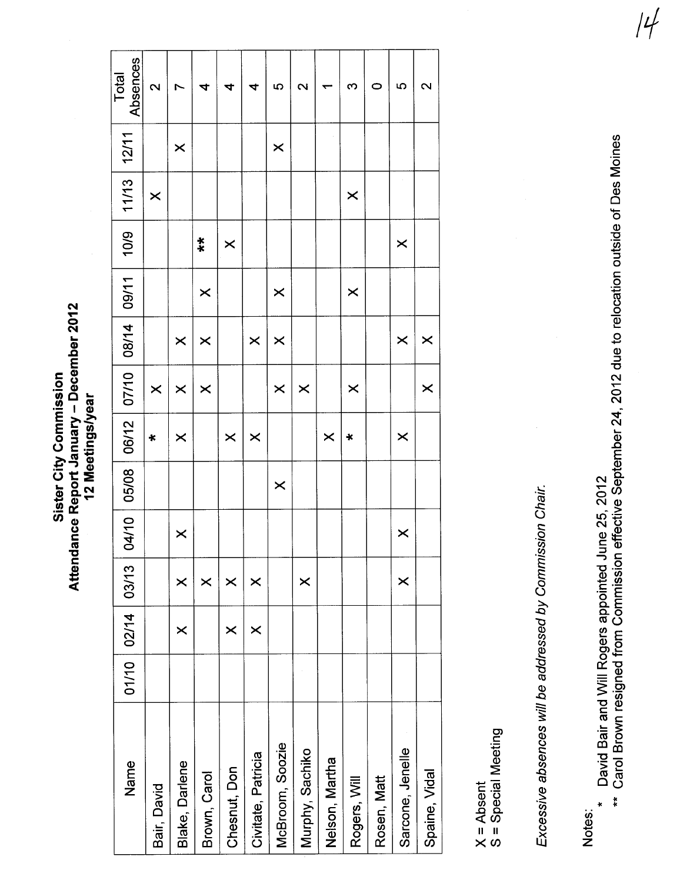**Sister City Commission**
**Attendance Report January – December 2012**
**12 Meetings/year**

| Name | 01/10 | 02/14 | 03/13 | 04/10 | 05/08 | 06/12 | 07/10 | 08/14 | 09/11 | 10/9 | 11/13 | 12/11 | Total Absences |
|---|---|---|---|---|---|---|---|---|---|---|---|---|---|
| Bair, David | | | | | | * | X | | | | X | | 2 |
| Blake, Darlene | | X | X | X | | X | X | X | | | | X | 7 |
| Brown, Carol | | | X | | | | X | X | X | ** | | | 4 |
| Chesnut, Don | | X | X | | | X | | | | X | | | 4 |
| Civitate, Patricia | | X | X | | | X | | X | | | | | 4 |
| McBroom, Soozie | | | | | X | | X | X | X | | | X | 5 |
| Murphy, Sachiko | | | X | | | | X | | | | | | 2 |
| Nelson, Martha | | | | | | X | | | | | | | 1 |
| Rogers, Will | | | | | | * | X | | X | | X | | 3 |
| Rosen, Matt | | | | | | | | | | | | | 0 |
| Sarcone, Jenelle | | | X | X | | X | | X | | X | | | 5 |
| Spaine, Vidal | | | | | | | X | X | | | | | 2 |

X = Absent
S = Special Meeting

*Excessive absences will be addressed by Commission Chair.*

Notes:
\* David Bair and Will Rogers appointed June 25, 2012
\** Carol Brown resigned from Commission effective September 24, 2012 due to relocation outside of Des Moines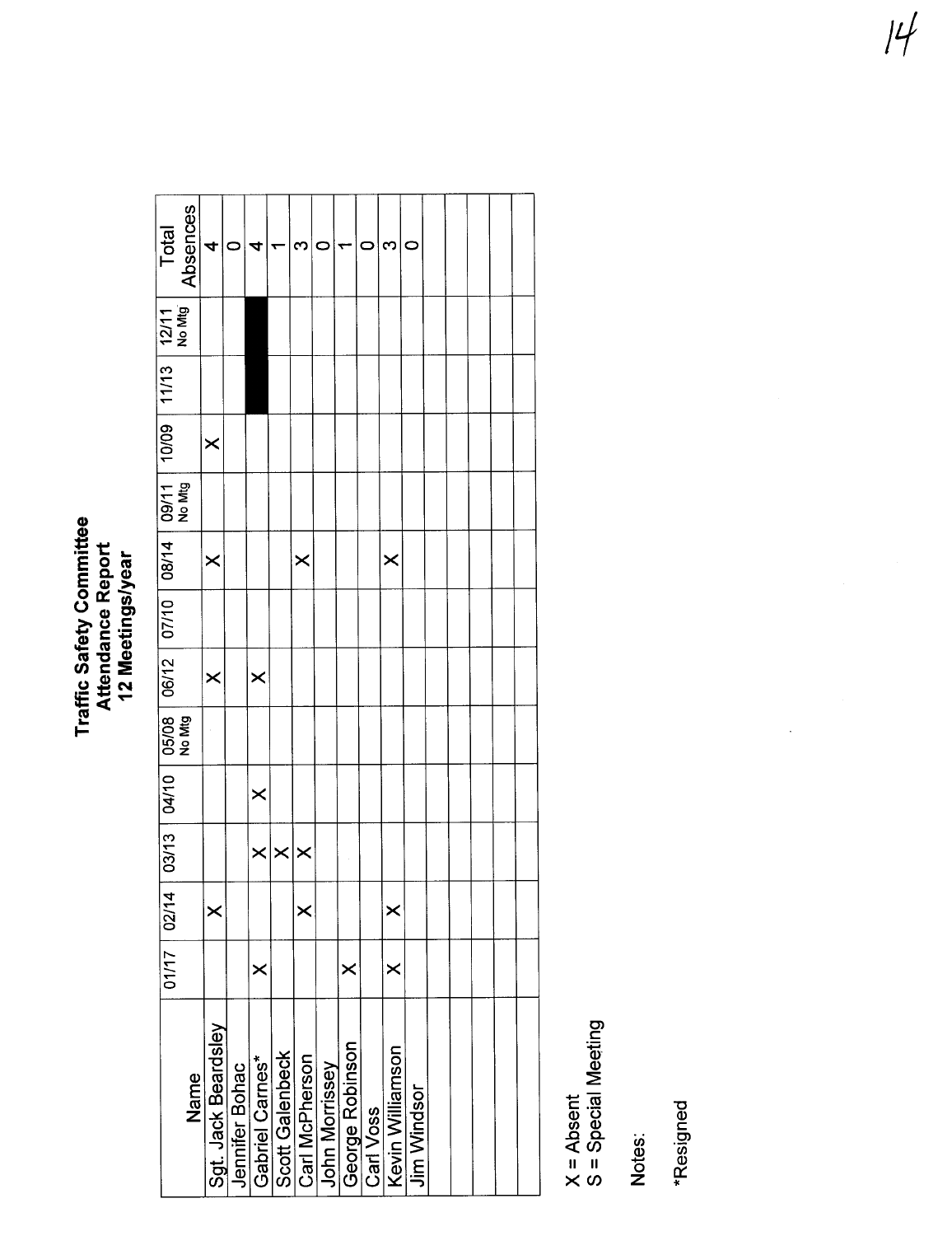# Traffic Safety Committee
## Attendance Report
### 12 Meetings/year

| Name | 01/17 | 02/14 | 03/13 | 04/10 | 05/08 No Mtg | 06/12 | 07/10 | 08/14 | 09/11 No Mtg | 10/09 | 11/13 | 12/11 No Mtg | Total Absences |
|---|---|---|---|---|---|---|---|---|---|---|---|---|---|
| Sgt. Jack Beardsley | | X | | | | X | | X | | X | | | 4 |
| Jennifer Bohac | | | | | | | | | | | | | 0 |
| Gabriel Carnes* | X | | X | X | | X | | | | | | | 4 |
| Scott Galenbeck | | | X | | | | | | | | | | 1 |
| Carl McPherson | | X | X | | | | | X | | | | | 3 |
| John Morrissey | | | | | | | | | | | | | 0 |
| George Robinson | X | | | | | | | | | | | | 1 |
| Carl Voss | | | | | | | | | | | | | 0 |
| Kevin Williamson | X | X | | | | | | X | | | | | 3 |
| Jim Windsor | | | | | | | | | | | | | 0 |

X = Absent
S = Special Meeting

Notes:

*Resigned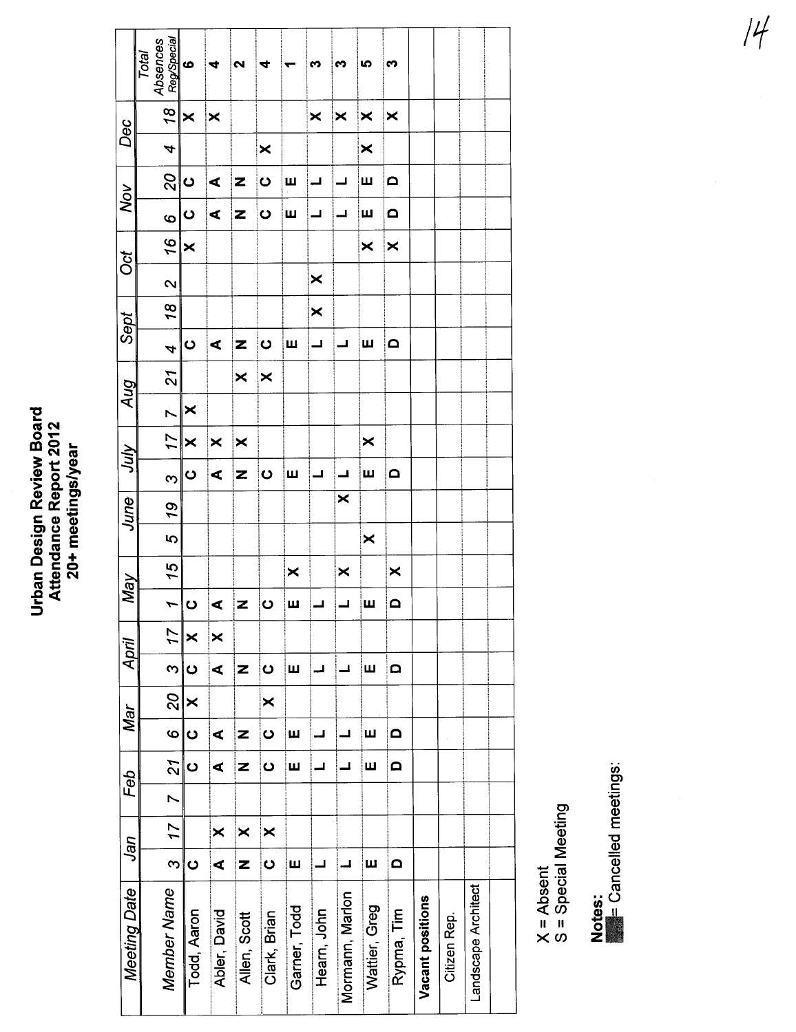# Urban Design Review Board
## Attendance Report 2012
### 20+ meetings/year

| Meeting Date | Jan | | Feb | | Mar | | April | | May | | June | | July | | Aug | | Sept | | Oct | | Nov | | Dec | | |
|---|---|---|---|---|---|---|---|---|---|---|---|---|---|---|---|---|---|---|---|---|---|---|---|---|---|
| Member Name | 3 | 17 | 7 | 21 | 6 | 20 | 3 | 17 | 1 | 15 | 5 | 19 | 3 | 17 | 7 | 21 | 4 | 18 | 2 | 16 | 6 | 20 | 4 | 18 | Total Absences Reg/Special |
| Todd, Aaron | C | | | C | C | X | C | X | C | | | | C | X | X | | C | | | X | C | C | | X | 6 |
| Abler, David | A | X | | A | A | | A | X | A | | | | A | X | | | A | | | | A | A | | X | 4 |
| Allen, Scott | N | X | | N | N | | N | | N | | | | N | X | | X | N | | | | N | N | | | 2 |
| Clark, Brian | C | X | | C | C | X | C | | C | | | | C | | | X | C | | | | C | C | X | | 4 |
| Garner, Todd | E | | | E | E | | E | | E | X | | | E | | | | E | | | | E | E | | | 1 |
| Hearn, John | L | | | L | L | | L | | L | | | | L | | | | L | X | X | | L | L | | X | 3 |
| Mormann, Marlon | L | | | L | L | | L | | L | X | | X | L | | | | L | | | | L | L | | X | 3 |
| Wattier, Greg | E | | | E | E | | E | | E | | X | | E | X | | | E | | | X | E | E | X | X | 5 |
| Rypma, Tim | D | | | D | D | | D | | D | X | | | D | | | | D | | | X | D | D | | X | 3 |
| **Vacant positions** | | | | | | | | | | | | | | | | | | | | | | | | | |
| Citizen Rep. | | | | | | | | | | | | | | | | | | | | | | | | | |
| Landscape Architect | | | | | | | | | | | | | | | | | | | | | | | | | |
| | | | | | | | | | | | | | | | | | | | | | | | | | |

X = Absent
S = Special Meeting

**Notes:**
= Cancelled meetings: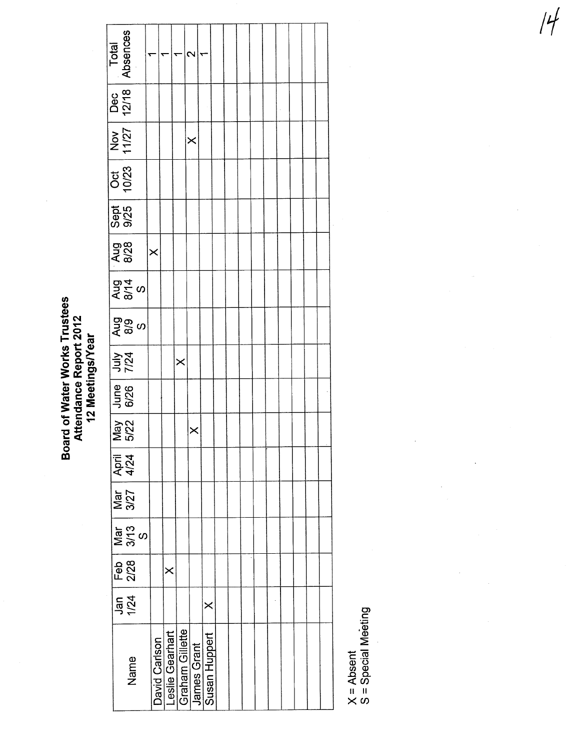# Board of Water Works Trustees
## Attendance Report 2012
### 12 Meetings/Year

| Name | Jan 1/24 | Feb 2/28 | Mar 3/13 S | Mar 3/27 | April 4/24 | May 5/22 | June 6/26 | July 7/24 | Aug 8/9 S | Aug 8/14 S | Aug 8/28 | Sept 9/25 | Oct 10/23 | Nov 11/27 | Dec 12/18 | Total Absences |
|---|---|---|---|---|---|---|---|---|---|---|---|---|---|---|---|---|
| David Carlson | | | | | | | | | | | X | | | | | 1 |
| Leslie Gearhart | | X | | | | | | | | | | | | | | 1 |
| Graham Gillette | | | | | | | | X | | | | | | | | 1 |
| James Grant | | | | | | X | | | | | | | | X | | 2 |
| Susan Huppert | X | | | | | | | | | | | | | | | 1 |

X = Absent
S = Special Meeting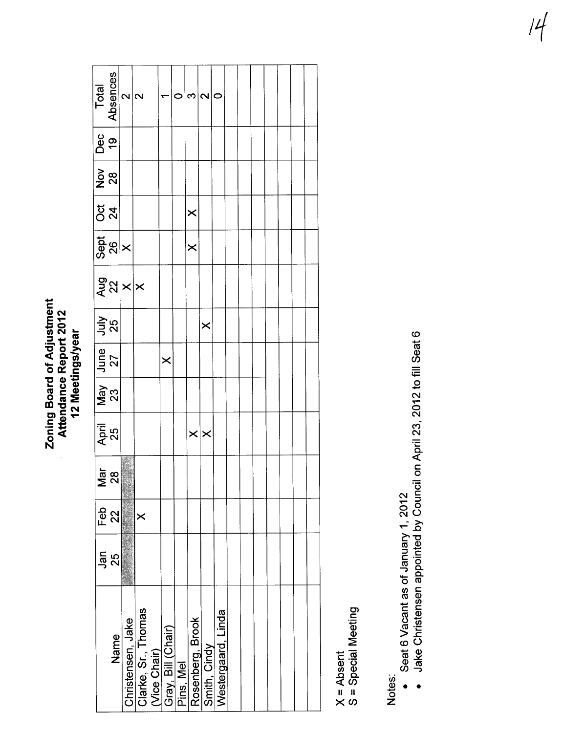# Zoning Board of Adjustment
## Attendance Report 2012
### 12 Meetings/year

| Name | Jan 25 | Feb 22 | Mar 28 | April 25 | May 23 | June 27 | July 25 | Aug 22 | Sept 26 | Oct 24 | Nov 28 | Dec 19 | Total Absences |
|---|---|---|---|---|---|---|---|---|---|---|---|---|---|
| Christensen, Jake | | | | | | | | X | X | | | | 2 |
| Clarke, Sr., Thomas (Vice Chair) | | X | | | | | | X | | | | | 2 |
| Gray, Bill (Chair) | | | | | | X | | | | | | | 1 |
| Pins, Mel | | | | | | | | | | | | | 0 |
| Rosenberg, Brook | | | | X | | | | | X | X | | | 3 |
| Smith, Cindy | | | | X | | | X | | | | | | 2 |
| Westergaard, Linda | | | | | | | | | | | | | 0 |
| | | | | | | | | | | | | | |
| | | | | | | | | | | | | | |
| | | | | | | | | | | | | | |
| | | | | | | | | | | | | | |
| | | | | | | | | | | | | | |
| | | | | | | | | | | | | | |
| | | | | | | | | | | | | | |

X = Absent
S = Special Meeting

Notes:

- Seat 6 Vacant as of January 1, 2012
- Jake Christensen appointed by Council on April 23, 2012 to fill Seat 6